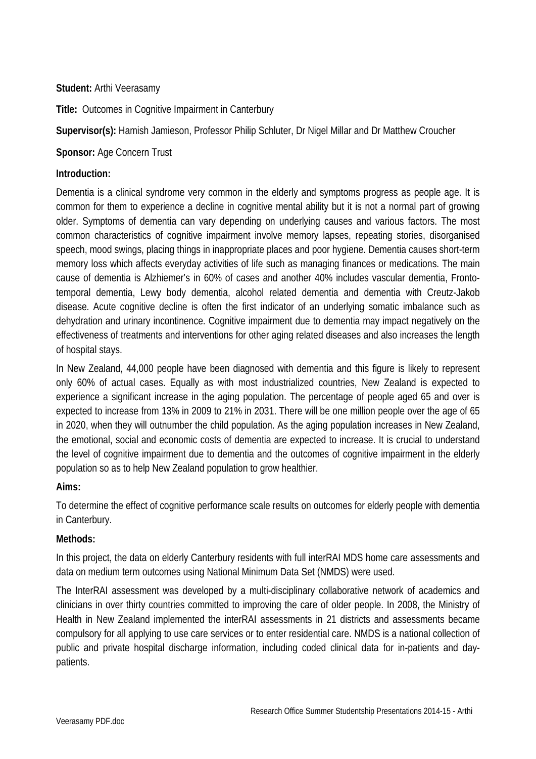**Student:** Arthi Veerasamy

**Title:** Outcomes in Cognitive Impairment in Canterbury

**Supervisor(s):** Hamish Jamieson, Professor Philip Schluter, Dr Nigel Millar and Dr Matthew Croucher

**Sponsor:** Age Concern Trust

**Introduction:**

Dementia is a clinical syndrome very common in the elderly and symptoms progress as people age. It is common for them to experience a decline in cognitive mental ability but it is not a normal part of growing older. Symptoms of dementia can vary depending on underlying causes and various factors. The most common characteristics of cognitive impairment involve memory lapses, repeating stories, disorganised speech, mood swings, placing things in inappropriate places and poor hygiene. Dementia causes short-term memory loss which affects everyday activities of life such as managing finances or medications. The main cause of dementia is Alzhiemer's in 60% of cases and another 40% includes vascular dementia, Fronto-temporal dementia, Lewy body dementia, alcohol related dementia and dementia with Creutz-Jakob disease. Acute cognitive decline is often the first indicator of an underlying somatic imbalance such as dehydration and urinary incontinence. Cognitive impairment due to dementia may impact negatively on the effectiveness of treatments and interventions for other aging related diseases and also increases the length of hospital stays.

In New Zealand, 44,000 people have been diagnosed with dementia and this figure is likely to represent only 60% of actual cases. Equally as with most industrialized countries, New Zealand is expected to experience a significant increase in the aging population. The percentage of people aged 65 and over is expected to increase from 13% in 2009 to 21% in 2031. There will be one million people over the age of 65 in 2020, when they will outnumber the child population. As the aging population increases in New Zealand, the emotional, social and economic costs of dementia are expected to increase. It is crucial to understand the level of cognitive impairment due to dementia and the outcomes of cognitive impairment in the elderly population so as to help New Zealand population to grow healthier.

**Aims:**

To determine the effect of cognitive performance scale results on outcomes for elderly people with dementia in Canterbury.

**Methods:**

In this project, the data on elderly Canterbury residents with full interRAI MDS home care assessments and data on medium term outcomes using National Minimum Data Set (NMDS) were used.

The InterRAI assessment was developed by a multi-disciplinary collaborative network of academics and clinicians in over thirty countries committed to improving the care of older people. In 2008, the Ministry of Health in New Zealand implemented the interRAI assessments in 21 districts and assessments became compulsory for all applying to use care services or to enter residential care. NMDS is a national collection of public and private hospital discharge information, including coded clinical data for in-patients and day-patients.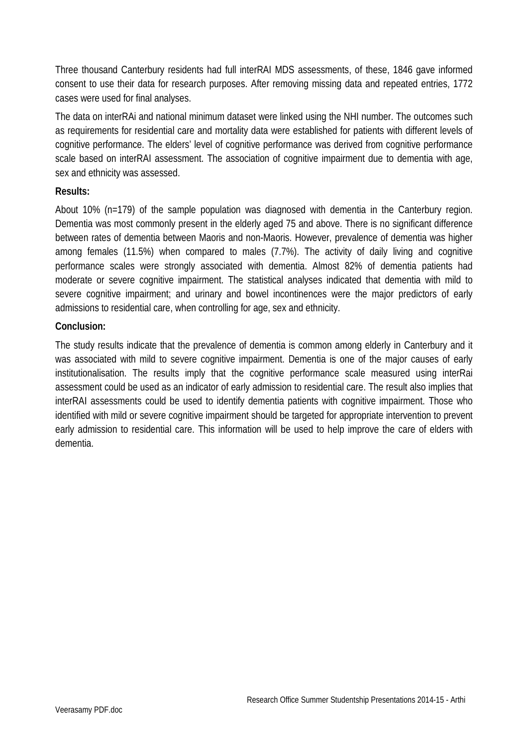Three thousand Canterbury residents had full interRAI MDS assessments, of these, 1846 gave informed consent to use their data for research purposes. After removing missing data and repeated entries, 1772 cases were used for final analyses.

The data on interRAi and national minimum dataset were linked using the NHI number. The outcomes such as requirements for residential care and mortality data were established for patients with different levels of cognitive performance. The elders' level of cognitive performance was derived from cognitive performance scale based on interRAI assessment. The association of cognitive impairment due to dementia with age, sex and ethnicity was assessed.

**Results:**

About 10% (n=179) of the sample population was diagnosed with dementia in the Canterbury region. Dementia was most commonly present in the elderly aged 75 and above. There is no significant difference between rates of dementia between Maoris and non-Maoris. However, prevalence of dementia was higher among females (11.5%) when compared to males (7.7%). The activity of daily living and cognitive performance scales were strongly associated with dementia. Almost 82% of dementia patients had moderate or severe cognitive impairment. The statistical analyses indicated that dementia with mild to severe cognitive impairment; and urinary and bowel incontinences were the major predictors of early admissions to residential care, when controlling for age, sex and ethnicity.

**Conclusion:**

The study results indicate that the prevalence of dementia is common among elderly in Canterbury and it was associated with mild to severe cognitive impairment. Dementia is one of the major causes of early institutionalisation. The results imply that the cognitive performance scale measured using interRai assessment could be used as an indicator of early admission to residential care. The result also implies that interRAI assessments could be used to identify dementia patients with cognitive impairment. Those who identified with mild or severe cognitive impairment should be targeted for appropriate intervention to prevent early admission to residential care. This information will be used to help improve the care of elders with dementia.